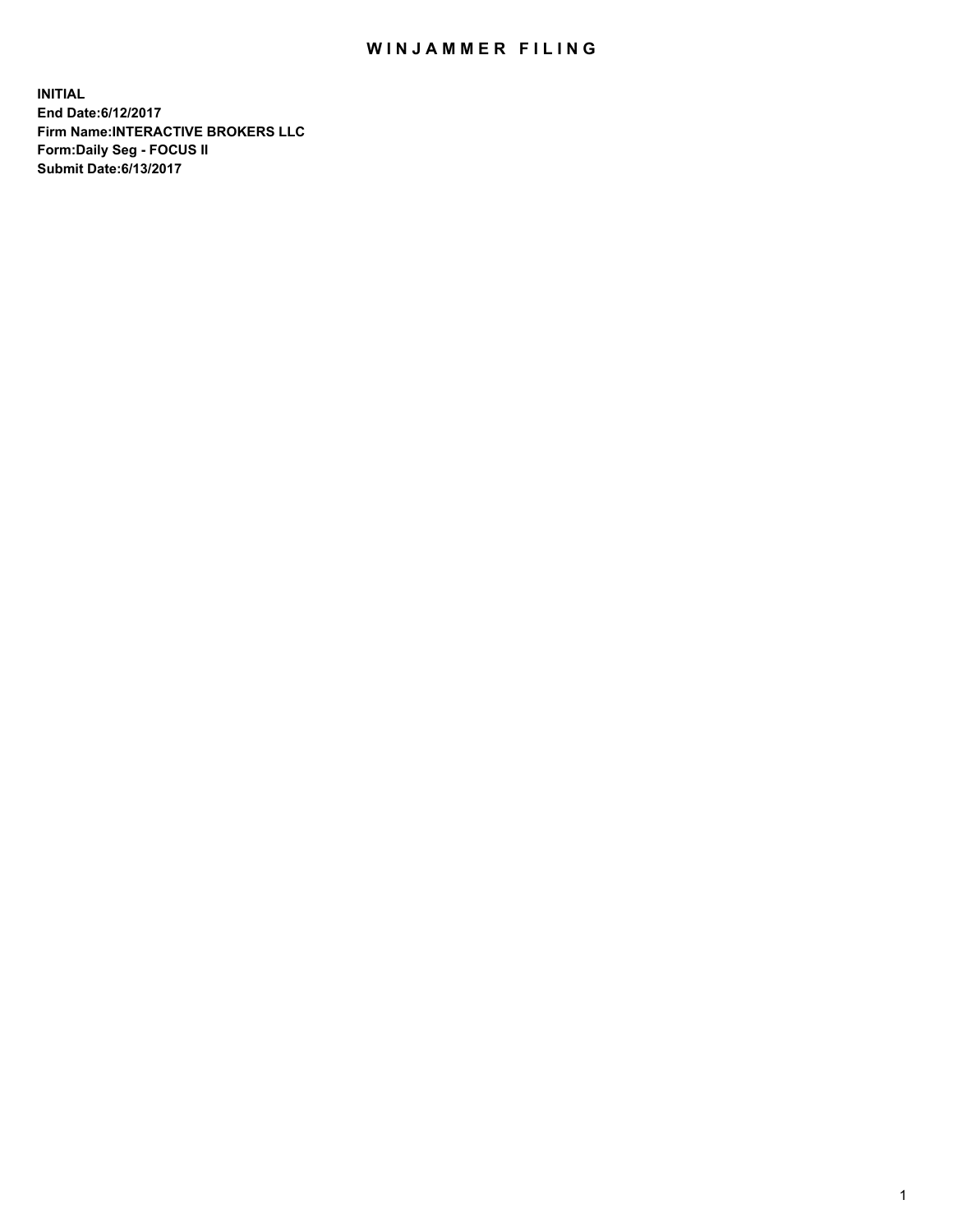# WINJAMMER FILING

**INITIAL**
**End Date:6/12/2017**
**Firm Name:INTERACTIVE BROKERS LLC**
**Form:Daily Seg - FOCUS II**
**Submit Date:6/13/2017**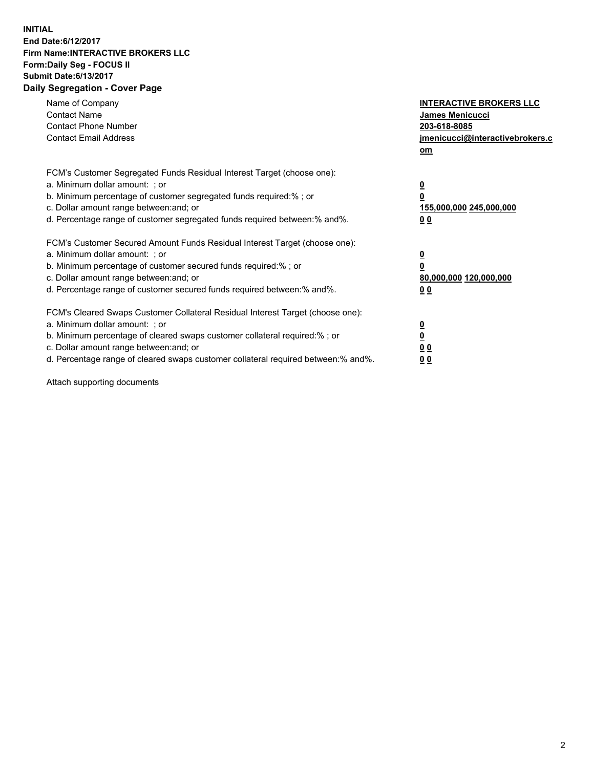**INITIAL**
**End Date:6/12/2017**
**Firm Name:INTERACTIVE BROKERS LLC**
**Form:Daily Seg - FOCUS II**
**Submit Date:6/13/2017**
**Daily Segregation - Cover Page**

| | |
|---|---|
| Name of Company | **INTERACTIVE BROKERS LLC** |
| Contact Name | **James Menicucci** |
| Contact Phone Number | **203-618-8085** |
| Contact Email Address | **jmenicucci@interactivebrokers.com** |

FCM's Customer Segregated Funds Residual Interest Target (choose one):

| | |
|---|---|
| a. Minimum dollar amount: ; or | **0** |
| b. Minimum percentage of customer segregated funds required:% ; or | **0** |
| c. Dollar amount range between:and; or | **155,000,000 245,000,000** |
| d. Percentage range of customer segregated funds required between:% and%. | **0 0** |

FCM's Customer Secured Amount Funds Residual Interest Target (choose one):

| | |
|---|---|
| a. Minimum dollar amount: ; or | **0** |
| b. Minimum percentage of customer secured funds required:% ; or | **0** |
| c. Dollar amount range between:and; or | **80,000,000 120,000,000** |
| d. Percentage range of customer secured funds required between:% and%. | **0 0** |

FCM's Cleared Swaps Customer Collateral Residual Interest Target (choose one):

| | |
|---|---|
| a. Minimum dollar amount: ; or | **0** |
| b. Minimum percentage of cleared swaps customer collateral required:% ; or | **0** |
| c. Dollar amount range between:and; or | **0 0** |
| d. Percentage range of cleared swaps customer collateral required between:% and%. | **0 0** |

Attach supporting documents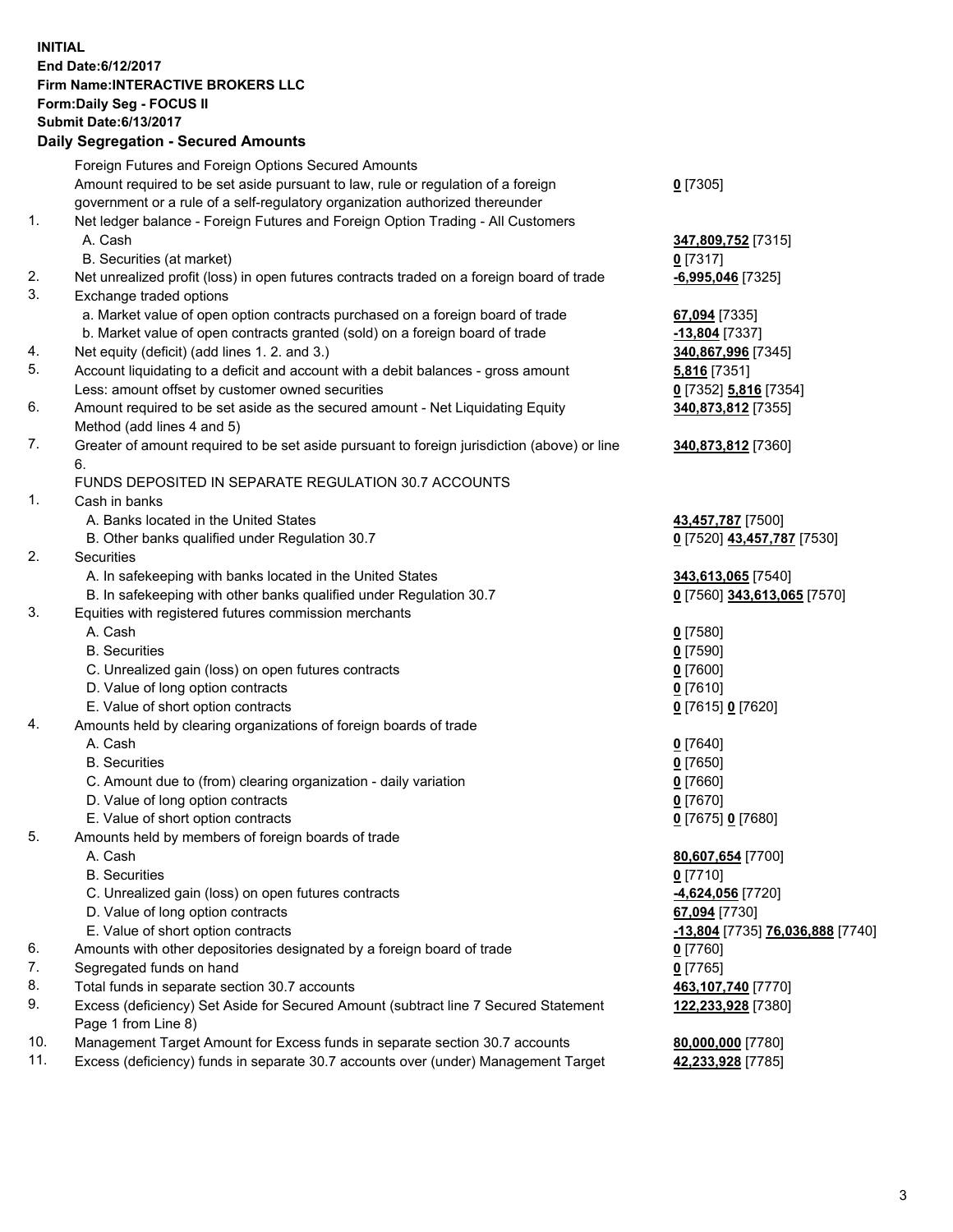**INITIAL**
**End Date:6/12/2017**
**Firm Name:INTERACTIVE BROKERS LLC**
**Form:Daily Seg - FOCUS II**
**Submit Date:6/13/2017**

## Daily Segregation - Secured Amounts

| | | |
|---|---|---|
| | Foreign Futures and Foreign Options Secured Amounts | |
| | Amount required to be set aside pursuant to law, rule or regulation of a foreign government or a rule of a self-regulatory organization authorized thereunder | **0** [7305] |
| 1. | Net ledger balance - Foreign Futures and Foreign Option Trading - All Customers | |
| | A. Cash | **347,809,752** [7315] |
| | B. Securities (at market) | **0** [7317] |
| 2. | Net unrealized profit (loss) in open futures contracts traded on a foreign board of trade | **-6,995,046** [7325] |
| 3. | Exchange traded options | |
| | a. Market value of open option contracts purchased on a foreign board of trade | **67,094** [7335] |
| | b. Market value of open contracts granted (sold) on a foreign board of trade | **-13,804** [7337] |
| 4. | Net equity (deficit) (add lines 1. 2. and 3.) | **340,867,996** [7345] |
| 5. | Account liquidating to a deficit and account with a debit balances - gross amount | **5,816** [7351] |
| | Less: amount offset by customer owned securities | **0** [7352] **5,816** [7354] |
| 6. | Amount required to be set aside as the secured amount - Net Liquidating Equity Method (add lines 4 and 5) | **340,873,812** [7355] |
| 7. | Greater of amount required to be set aside pursuant to foreign jurisdiction (above) or line 6. | **340,873,812** [7360] |
| | FUNDS DEPOSITED IN SEPARATE REGULATION 30.7 ACCOUNTS | |
| 1. | Cash in banks | |
| | A. Banks located in the United States | **43,457,787** [7500] |
| | B. Other banks qualified under Regulation 30.7 | **0** [7520] **43,457,787** [7530] |
| 2. | Securities | |
| | A. In safekeeping with banks located in the United States | **343,613,065** [7540] |
| | B. In safekeeping with other banks qualified under Regulation 30.7 | **0** [7560] **343,613,065** [7570] |
| 3. | Equities with registered futures commission merchants | |
| | A. Cash | **0** [7580] |
| | B. Securities | **0** [7590] |
| | C. Unrealized gain (loss) on open futures contracts | **0** [7600] |
| | D. Value of long option contracts | **0** [7610] |
| | E. Value of short option contracts | **0** [7615] **0** [7620] |
| 4. | Amounts held by clearing organizations of foreign boards of trade | |
| | A. Cash | **0** [7640] |
| | B. Securities | **0** [7650] |
| | C. Amount due to (from) clearing organization - daily variation | **0** [7660] |
| | D. Value of long option contracts | **0** [7670] |
| | E. Value of short option contracts | **0** [7675] **0** [7680] |
| 5. | Amounts held by members of foreign boards of trade | |
| | A. Cash | **80,607,654** [7700] |
| | B. Securities | **0** [7710] |
| | C. Unrealized gain (loss) on open futures contracts | **-4,624,056** [7720] |
| | D. Value of long option contracts | **67,094** [7730] |
| | E. Value of short option contracts | **-13,804** [7735] **76,036,888** [7740] |
| 6. | Amounts with other depositories designated by a foreign board of trade | **0** [7760] |
| 7. | Segregated funds on hand | **0** [7765] |
| 8. | Total funds in separate section 30.7 accounts | **463,107,740** [7770] |
| 9. | Excess (deficiency) Set Aside for Secured Amount (subtract line 7 Secured Statement Page 1 from Line 8) | **122,233,928** [7380] |
| 10. | Management Target Amount for Excess funds in separate section 30.7 accounts | **80,000,000** [7780] |
| 11. | Excess (deficiency) funds in separate 30.7 accounts over (under) Management Target | **42,233,928** [7785] |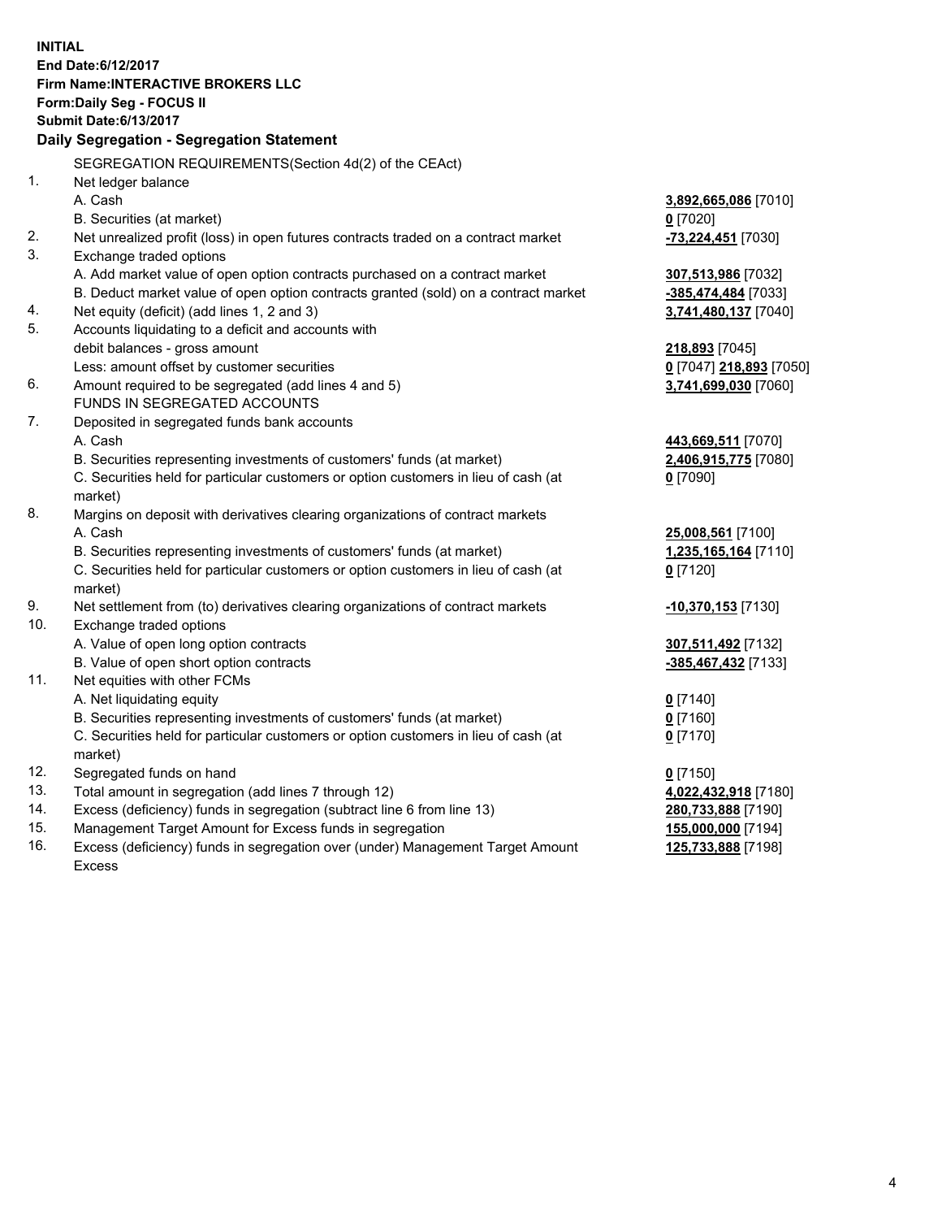**INITIAL**
**End Date:6/12/2017**
**Firm Name:INTERACTIVE BROKERS LLC**
**Form:Daily Seg - FOCUS II**
**Submit Date:6/13/2017**

## Daily Segregation - Segregation Statement

SEGREGATION REQUIREMENTS(Section 4d(2) of the CEAct)

| | | |
|---|---|---|
| 1. | Net ledger balance | |
| | A. Cash | **3,892,665,086** [7010] |
| | B. Securities (at market) | **0** [7020] |
| 2. | Net unrealized profit (loss) in open futures contracts traded on a contract market | **-73,224,451** [7030] |
| 3. | Exchange traded options | |
| | A. Add market value of open option contracts purchased on a contract market | **307,513,986** [7032] |
| | B. Deduct market value of open option contracts granted (sold) on a contract market | **-385,474,484** [7033] |
| 4. | Net equity (deficit) (add lines 1, 2 and 3) | **3,741,480,137** [7040] |
| 5. | Accounts liquidating to a deficit and accounts with debit balances - gross amount | **218,893** [7045] |
| | Less: amount offset by customer securities | **0** [7047] **218,893** [7050] |
| 6. | Amount required to be segregated (add lines 4 and 5) | **3,741,699,030** [7060] |
| | FUNDS IN SEGREGATED ACCOUNTS | |
| 7. | Deposited in segregated funds bank accounts | |
| | A. Cash | **443,669,511** [7070] |
| | B. Securities representing investments of customers' funds (at market) | **2,406,915,775** [7080] |
| | C. Securities held for particular customers or option customers in lieu of cash (at market) | **0** [7090] |
| 8. | Margins on deposit with derivatives clearing organizations of contract markets | |
| | A. Cash | **25,008,561** [7100] |
| | B. Securities representing investments of customers' funds (at market) | **1,235,165,164** [7110] |
| | C. Securities held for particular customers or option customers in lieu of cash (at market) | **0** [7120] |
| 9. | Net settlement from (to) derivatives clearing organizations of contract markets | **-10,370,153** [7130] |
| 10. | Exchange traded options | |
| | A. Value of open long option contracts | **307,511,492** [7132] |
| | B. Value of open short option contracts | **-385,467,432** [7133] |
| 11. | Net equities with other FCMs | |
| | A. Net liquidating equity | **0** [7140] |
| | B. Securities representing investments of customers' funds (at market) | **0** [7160] |
| | C. Securities held for particular customers or option customers in lieu of cash (at market) | **0** [7170] |
| 12. | Segregated funds on hand | **0** [7150] |
| 13. | Total amount in segregation (add lines 7 through 12) | **4,022,432,918** [7180] |
| 14. | Excess (deficiency) funds in segregation (subtract line 6 from line 13) | **280,733,888** [7190] |
| 15. | Management Target Amount for Excess funds in segregation | **155,000,000** [7194] |
| 16. | Excess (deficiency) funds in segregation over (under) Management Target Amount Excess | **125,733,888** [7198] |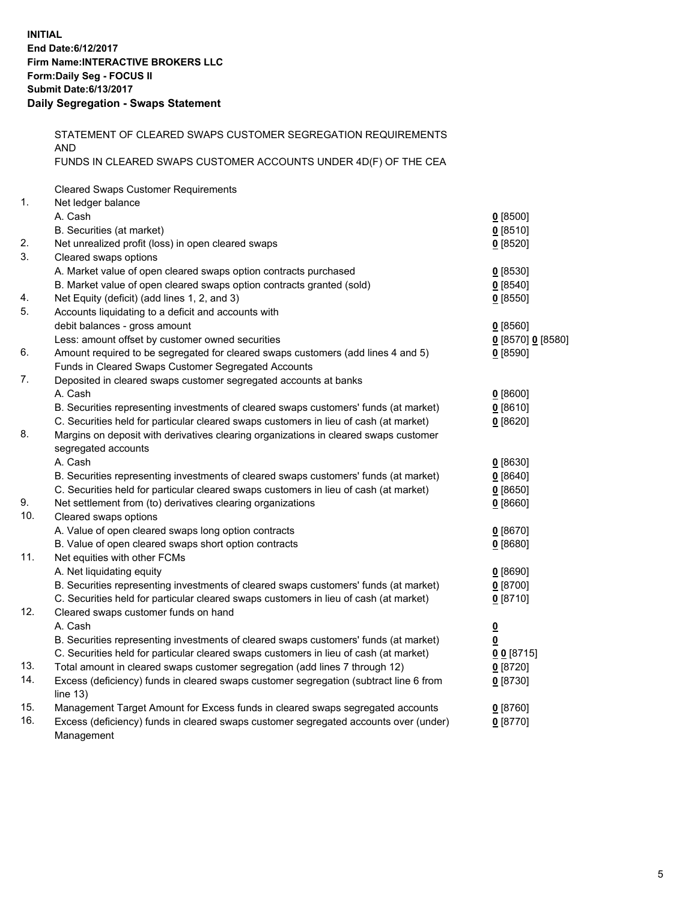**INITIAL**
**End Date:6/12/2017**
**Firm Name:INTERACTIVE BROKERS LLC**
**Form:Daily Seg - FOCUS II**
**Submit Date:6/13/2017**
**Daily Segregation - Swaps Statement**

STATEMENT OF CLEARED SWAPS CUSTOMER SEGREGATION REQUIREMENTS AND FUNDS IN CLEARED SWAPS CUSTOMER ACCOUNTS UNDER 4D(F) OF THE CEA

| | | |
|---|---|---|
| | Cleared Swaps Customer Requirements | |
| 1. | Net ledger balance | |
| | A. Cash | 0 [8500] |
| | B. Securities (at market) | 0 [8510] |
| 2. | Net unrealized profit (loss) in open cleared swaps | 0 [8520] |
| 3. | Cleared swaps options | |
| | A. Market value of open cleared swaps option contracts purchased | 0 [8530] |
| | B. Market value of open cleared swaps option contracts granted (sold) | 0 [8540] |
| 4. | Net Equity (deficit) (add lines 1, 2, and 3) | 0 [8550] |
| 5. | Accounts liquidating to a deficit and accounts with | |
| | debit balances - gross amount | 0 [8560] |
| | Less: amount offset by customer owned securities | 0 [8570] 0 [8580] |
| 6. | Amount required to be segregated for cleared swaps customers (add lines 4 and 5) | 0 [8590] |
| | Funds in Cleared Swaps Customer Segregated Accounts | |
| 7. | Deposited in cleared swaps customer segregated accounts at banks | |
| | A. Cash | 0 [8600] |
| | B. Securities representing investments of cleared swaps customers' funds (at market) | 0 [8610] |
| | C. Securities held for particular cleared swaps customers in lieu of cash (at market) | 0 [8620] |
| 8. | Margins on deposit with derivatives clearing organizations in cleared swaps customer segregated accounts | |
| | A. Cash | 0 [8630] |
| | B. Securities representing investments of cleared swaps customers' funds (at market) | 0 [8640] |
| | C. Securities held for particular cleared swaps customers in lieu of cash (at market) | 0 [8650] |
| 9. | Net settlement from (to) derivatives clearing organizations | 0 [8660] |
| 10. | Cleared swaps options | |
| | A. Value of open cleared swaps long option contracts | 0 [8670] |
| | B. Value of open cleared swaps short option contracts | 0 [8680] |
| 11. | Net equities with other FCMs | |
| | A. Net liquidating equity | 0 [8690] |
| | B. Securities representing investments of cleared swaps customers' funds (at market) | 0 [8700] |
| | C. Securities held for particular cleared swaps customers in lieu of cash (at market) | 0 [8710] |
| 12. | Cleared swaps customer funds on hand | |
| | A. Cash | 0 |
| | B. Securities representing investments of cleared swaps customers' funds (at market) | 0 |
| | C. Securities held for particular cleared swaps customers in lieu of cash (at market) | 0 0 [8715] |
| 13. | Total amount in cleared swaps customer segregation (add lines 7 through 12) | 0 [8720] |
| 14. | Excess (deficiency) funds in cleared swaps customer segregation (subtract line 6 from line 13) | 0 [8730] |
| 15. | Management Target Amount for Excess funds in cleared swaps segregated accounts | 0 [8760] |
| 16. | Excess (deficiency) funds in cleared swaps customer segregated accounts over (under) Management | 0 [8770] |